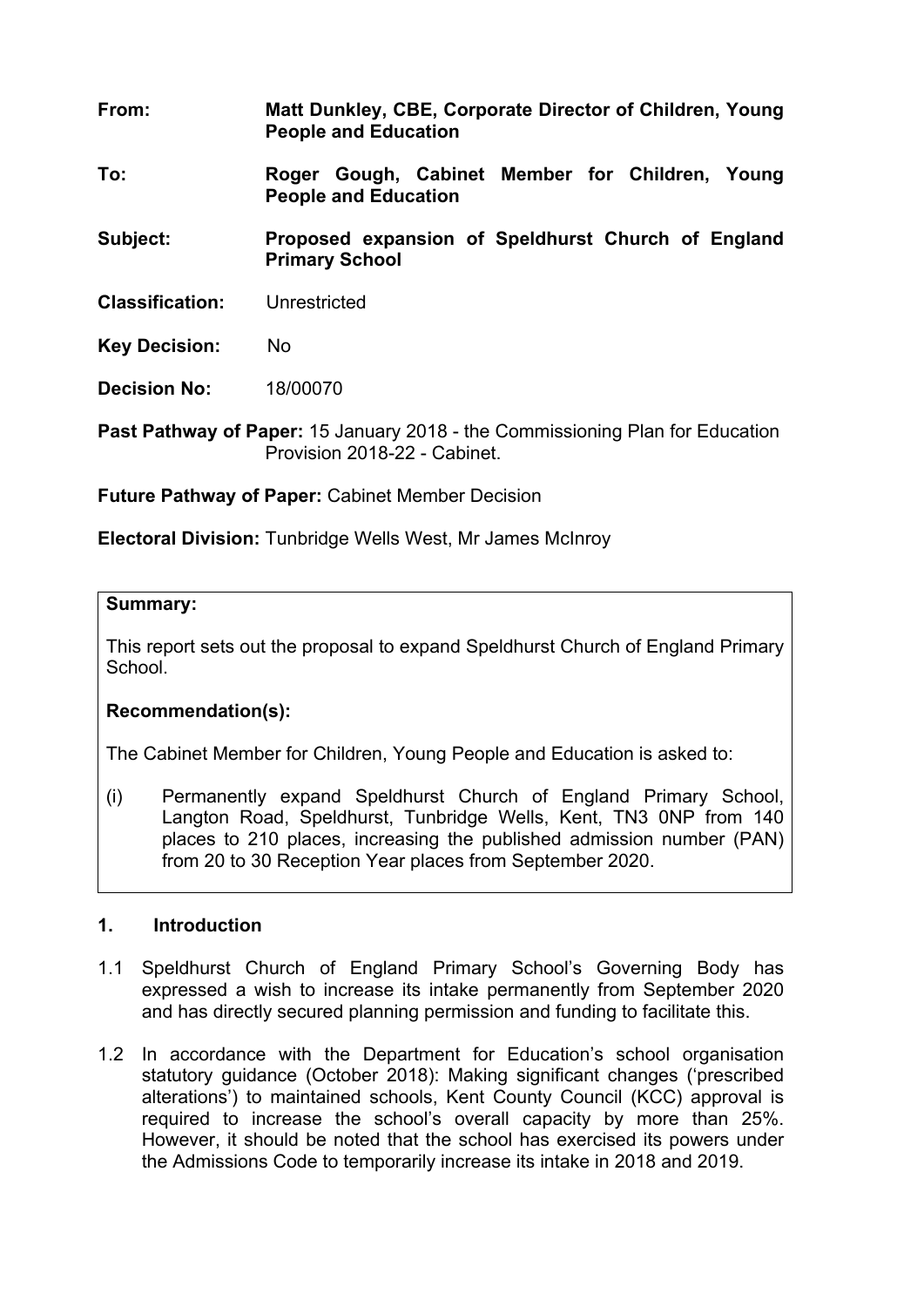**From:** **Matt Dunkley, CBE, Corporate Director of Children, Young People and Education**

**To:** **Roger Gough, Cabinet Member for Children, Young People and Education**

**Subject:** **Proposed expansion of Speldhurst Church of England Primary School**

**Classification:** Unrestricted

**Key Decision:** No

**Decision No:** 18/00070

**Past Pathway of Paper:** 15 January 2018 - the Commissioning Plan for Education Provision 2018-22 - Cabinet.

**Future Pathway of Paper:** Cabinet Member Decision

**Electoral Division:** Tunbridge Wells West, Mr James McInroy

**Summary:**

This report sets out the proposal to expand Speldhurst Church of England Primary School.

**Recommendation(s):**

The Cabinet Member for Children, Young People and Education is asked to:

(i) Permanently expand Speldhurst Church of England Primary School, Langton Road, Speldhurst, Tunbridge Wells, Kent, TN3 0NP from 140 places to 210 places, increasing the published admission number (PAN) from 20 to 30 Reception Year places from September 2020.

## 1. Introduction

1.1 Speldhurst Church of England Primary School's Governing Body has expressed a wish to increase its intake permanently from September 2020 and has directly secured planning permission and funding to facilitate this.

1.2 In accordance with the Department for Education's school organisation statutory guidance (October 2018): Making significant changes ('prescribed alterations') to maintained schools, Kent County Council (KCC) approval is required to increase the school's overall capacity by more than 25%. However, it should be noted that the school has exercised its powers under the Admissions Code to temporarily increase its intake in 2018 and 2019.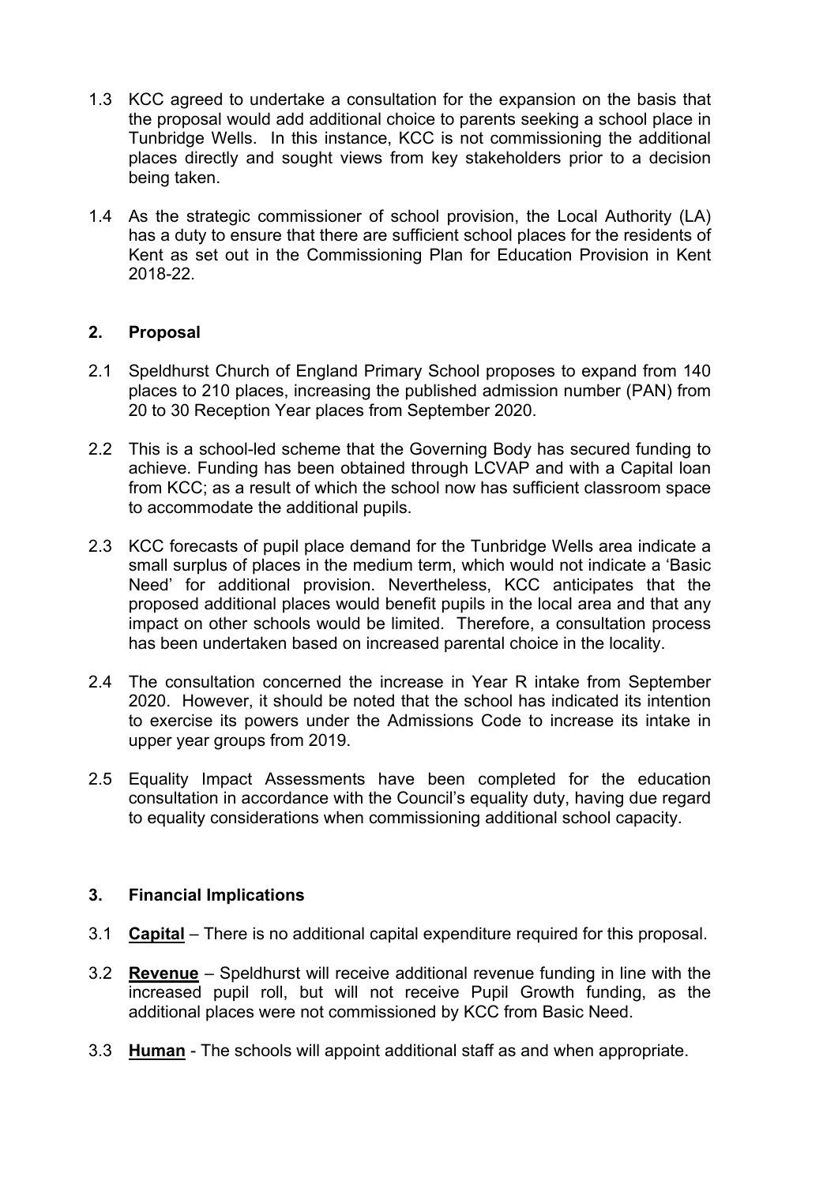1.3 KCC agreed to undertake a consultation for the expansion on the basis that the proposal would add additional choice to parents seeking a school place in Tunbridge Wells. In this instance, KCC is not commissioning the additional places directly and sought views from key stakeholders prior to a decision being taken.

1.4 As the strategic commissioner of school provision, the Local Authority (LA) has a duty to ensure that there are sufficient school places for the residents of Kent as set out in the Commissioning Plan for Education Provision in Kent 2018-22.

## 2. Proposal

2.1 Speldhurst Church of England Primary School proposes to expand from 140 places to 210 places, increasing the published admission number (PAN) from 20 to 30 Reception Year places from September 2020.

2.2 This is a school-led scheme that the Governing Body has secured funding to achieve. Funding has been obtained through LCVAP and with a Capital loan from KCC; as a result of which the school now has sufficient classroom space to accommodate the additional pupils.

2.3 KCC forecasts of pupil place demand for the Tunbridge Wells area indicate a small surplus of places in the medium term, which would not indicate a 'Basic Need' for additional provision. Nevertheless, KCC anticipates that the proposed additional places would benefit pupils in the local area and that any impact on other schools would be limited. Therefore, a consultation process has been undertaken based on increased parental choice in the locality.

2.4 The consultation concerned the increase in Year R intake from September 2020. However, it should be noted that the school has indicated its intention to exercise its powers under the Admissions Code to increase its intake in upper year groups from 2019.

2.5 Equality Impact Assessments have been completed for the education consultation in accordance with the Council's equality duty, having due regard to equality considerations when commissioning additional school capacity.

## 3. Financial Implications

3.1 **Capital** – There is no additional capital expenditure required for this proposal.

3.2 **Revenue** – Speldhurst will receive additional revenue funding in line with the increased pupil roll, but will not receive Pupil Growth funding, as the additional places were not commissioned by KCC from Basic Need.

3.3 **Human** - The schools will appoint additional staff as and when appropriate.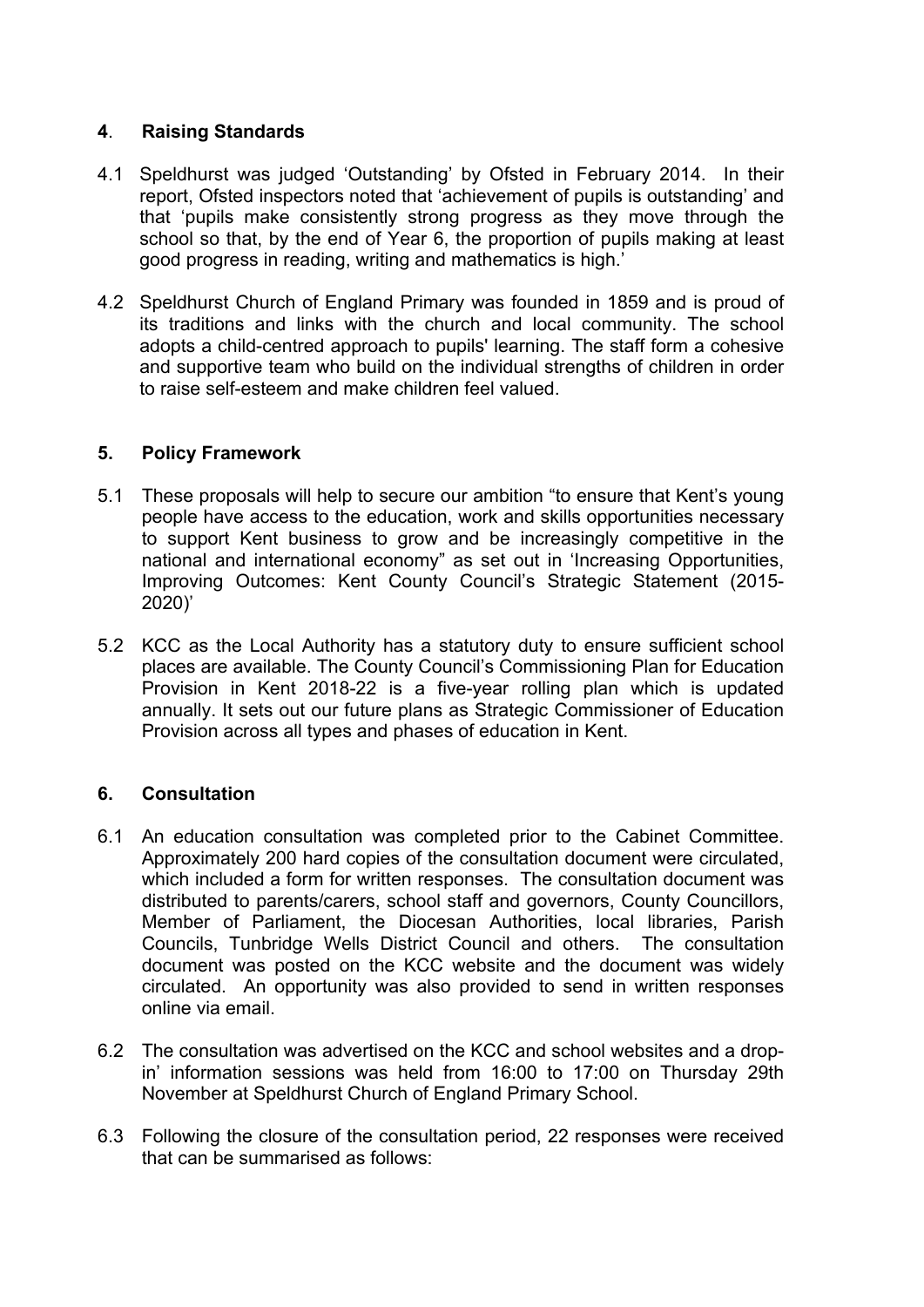## 4. Raising Standards

4.1 Speldhurst was judged 'Outstanding' by Ofsted in February 2014. In their report, Ofsted inspectors noted that 'achievement of pupils is outstanding' and that 'pupils make consistently strong progress as they move through the school so that, by the end of Year 6, the proportion of pupils making at least good progress in reading, writing and mathematics is high.'

4.2 Speldhurst Church of England Primary was founded in 1859 and is proud of its traditions and links with the church and local community. The school adopts a child-centred approach to pupils' learning. The staff form a cohesive and supportive team who build on the individual strengths of children in order to raise self-esteem and make children feel valued.

## 5. Policy Framework

5.1 These proposals will help to secure our ambition "to ensure that Kent's young people have access to the education, work and skills opportunities necessary to support Kent business to grow and be increasingly competitive in the national and international economy" as set out in 'Increasing Opportunities, Improving Outcomes: Kent County Council's Strategic Statement (2015-2020)'

5.2 KCC as the Local Authority has a statutory duty to ensure sufficient school places are available. The County Council's Commissioning Plan for Education Provision in Kent 2018-22 is a five-year rolling plan which is updated annually. It sets out our future plans as Strategic Commissioner of Education Provision across all types and phases of education in Kent.

## 6. Consultation

6.1 An education consultation was completed prior to the Cabinet Committee. Approximately 200 hard copies of the consultation document were circulated, which included a form for written responses. The consultation document was distributed to parents/carers, school staff and governors, County Councillors, Member of Parliament, the Diocesan Authorities, local libraries, Parish Councils, Tunbridge Wells District Council and others. The consultation document was posted on the KCC website and the document was widely circulated. An opportunity was also provided to send in written responses online via email.

6.2 The consultation was advertised on the KCC and school websites and a drop-in' information sessions was held from 16:00 to 17:00 on Thursday 29th November at Speldhurst Church of England Primary School.

6.3 Following the closure of the consultation period, 22 responses were received that can be summarised as follows: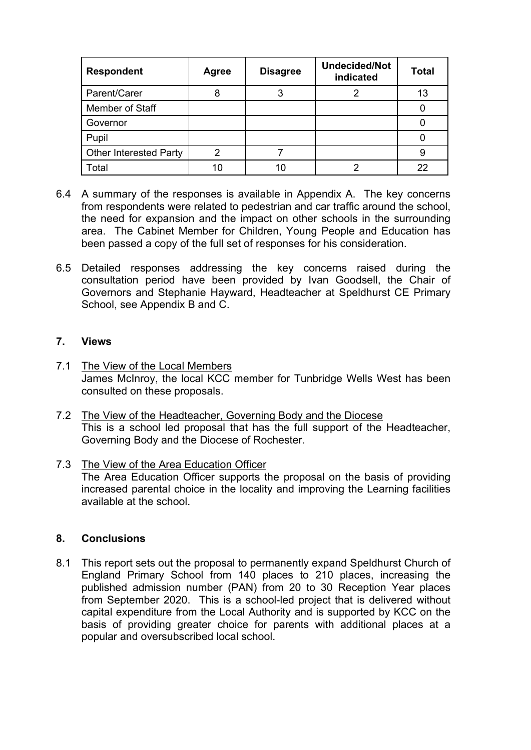| Respondent | Agree | Disagree | Undecided/Not indicated | Total |
|---|---|---|---|---|
| Parent/Carer | 8 | 3 | 2 | 13 |
| Member of Staff | | | | 0 |
| Governor | | | | 0 |
| Pupil | | | | 0 |
| Other Interested Party | 2 | 7 | | 9 |
| Total | 10 | 10 | 2 | 22 |

6.4 A summary of the responses is available in Appendix A. The key concerns from respondents were related to pedestrian and car traffic around the school, the need for expansion and the impact on other schools in the surrounding area. The Cabinet Member for Children, Young People and Education has been passed a copy of the full set of responses for his consideration.

6.5 Detailed responses addressing the key concerns raised during the consultation period have been provided by Ivan Goodsell, the Chair of Governors and Stephanie Hayward, Headteacher at Speldhurst CE Primary School, see Appendix B and C.

## 7. Views

7.1 The View of the Local Members
James McInroy, the local KCC member for Tunbridge Wells West has been consulted on these proposals.

7.2 The View of the Headteacher, Governing Body and the Diocese
This is a school led proposal that has the full support of the Headteacher, Governing Body and the Diocese of Rochester.

7.3 The View of the Area Education Officer
The Area Education Officer supports the proposal on the basis of providing increased parental choice in the locality and improving the Learning facilities available at the school.

## 8. Conclusions

8.1 This report sets out the proposal to permanently expand Speldhurst Church of England Primary School from 140 places to 210 places, increasing the published admission number (PAN) from 20 to 30 Reception Year places from September 2020. This is a school-led project that is delivered without capital expenditure from the Local Authority and is supported by KCC on the basis of providing greater choice for parents with additional places at a popular and oversubscribed local school.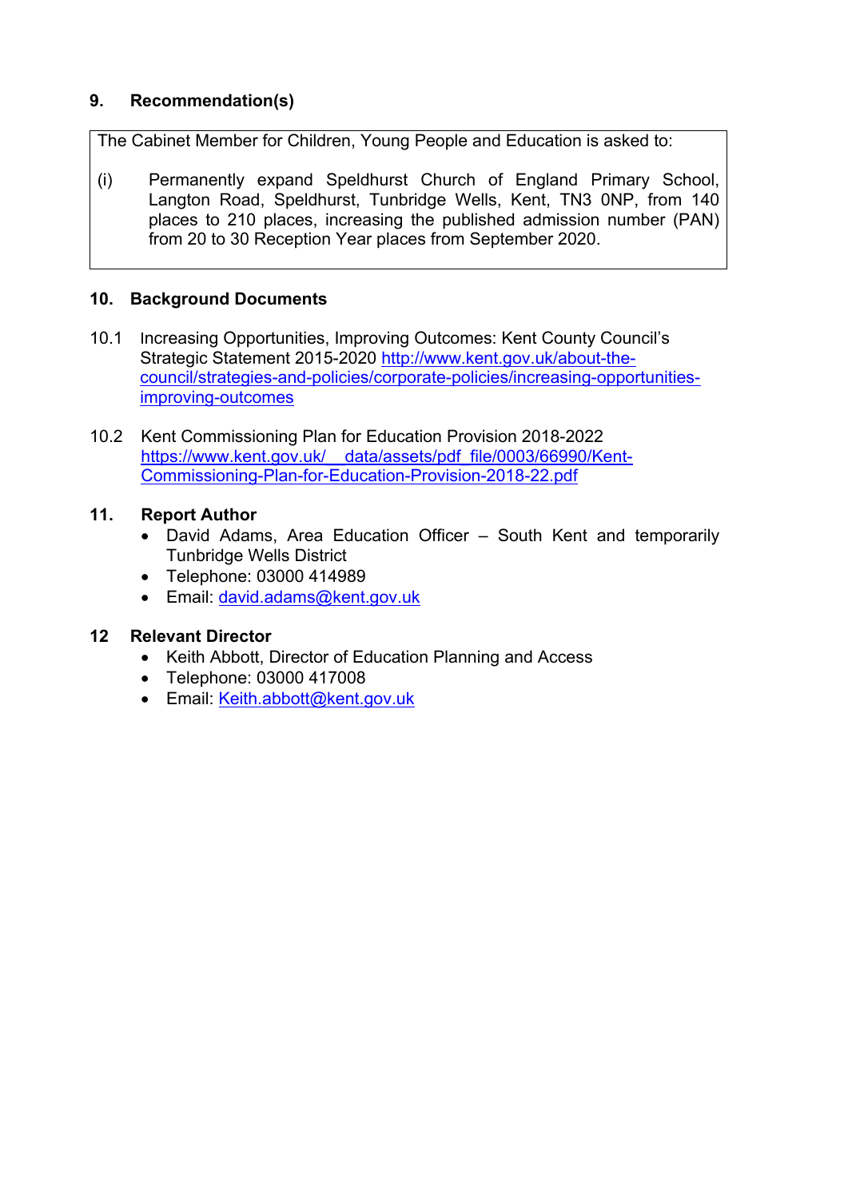## 9. Recommendation(s)

The Cabinet Member for Children, Young People and Education is asked to:

(i) Permanently expand Speldhurst Church of England Primary School, Langton Road, Speldhurst, Tunbridge Wells, Kent, TN3 0NP, from 140 places to 210 places, increasing the published admission number (PAN) from 20 to 30 Reception Year places from September 2020.

## 10. Background Documents

10.1 Increasing Opportunities, Improving Outcomes: Kent County Council's Strategic Statement 2015-2020 http://www.kent.gov.uk/about-the-council/strategies-and-policies/corporate-policies/increasing-opportunities-improving-outcomes

10.2 Kent Commissioning Plan for Education Provision 2018-2022 https://www.kent.gov.uk/__data/assets/pdf_file/0003/66990/Kent-Commissioning-Plan-for-Education-Provision-2018-22.pdf

## 11. Report Author

- David Adams, Area Education Officer – South Kent and temporarily Tunbridge Wells District
- Telephone: 03000 414989
- Email: david.adams@kent.gov.uk

## 12 Relevant Director

- Keith Abbott, Director of Education Planning and Access
- Telephone: 03000 417008
- Email: Keith.abbott@kent.gov.uk